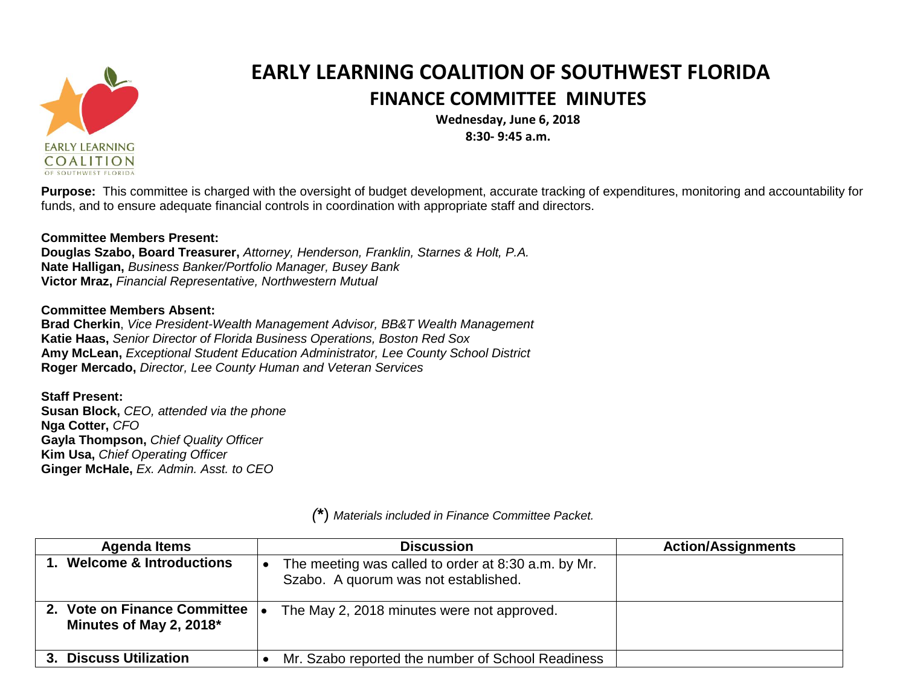# EARLY LEARNING COALITION OF SOUTHWEST FLORIDA

## FINANCE COMMITTEE MINUTES

**Wednesday, June 6, 2018**
**8:30- 9:45 a.m.**

**Purpose:** This committee is charged with the oversight of budget development, accurate tracking of expenditures, monitoring and accountability for funds, and to ensure adequate financial controls in coordination with appropriate staff and directors.

**Committee Members Present:**
**Douglas Szabo, Board Treasurer,** *Attorney, Henderson, Franklin, Starnes & Holt, P.A.*
**Nate Halligan,** *Business Banker/Portfolio Manager, Busey Bank*
**Victor Mraz,** *Financial Representative, Northwestern Mutual*

**Committee Members Absent:**
**Brad Cherkin**, *Vice President-Wealth Management Advisor, BB&T Wealth Management*
**Katie Haas,** *Senior Director of Florida Business Operations, Boston Red Sox*
**Amy McLean,** *Exceptional Student Education Administrator, Lee County School District*
**Roger Mercado,** *Director, Lee County Human and Veteran Services*

**Staff Present:**
**Susan Block,** *CEO, attended via the phone*
**Nga Cotter,** *CFO*
**Gayla Thompson,** *Chief Quality Officer*
**Kim Usa,** *Chief Operating Officer*
**Ginger McHale,** *Ex. Admin. Asst. to CEO*

*(\*) Materials included in Finance Committee Packet.*

| Agenda Items | Discussion | Action/Assignments |
|---|---|---|
| **1. Welcome & Introductions** | • The meeting was called to order at 8:30 a.m. by Mr. Szabo. A quorum was not established. | |
| **2. Vote on Finance Committee Minutes of May 2, 2018\*** | • The May 2, 2018 minutes were not approved. | |
| **3. Discuss Utilization** | • Mr. Szabo reported the number of School Readiness | |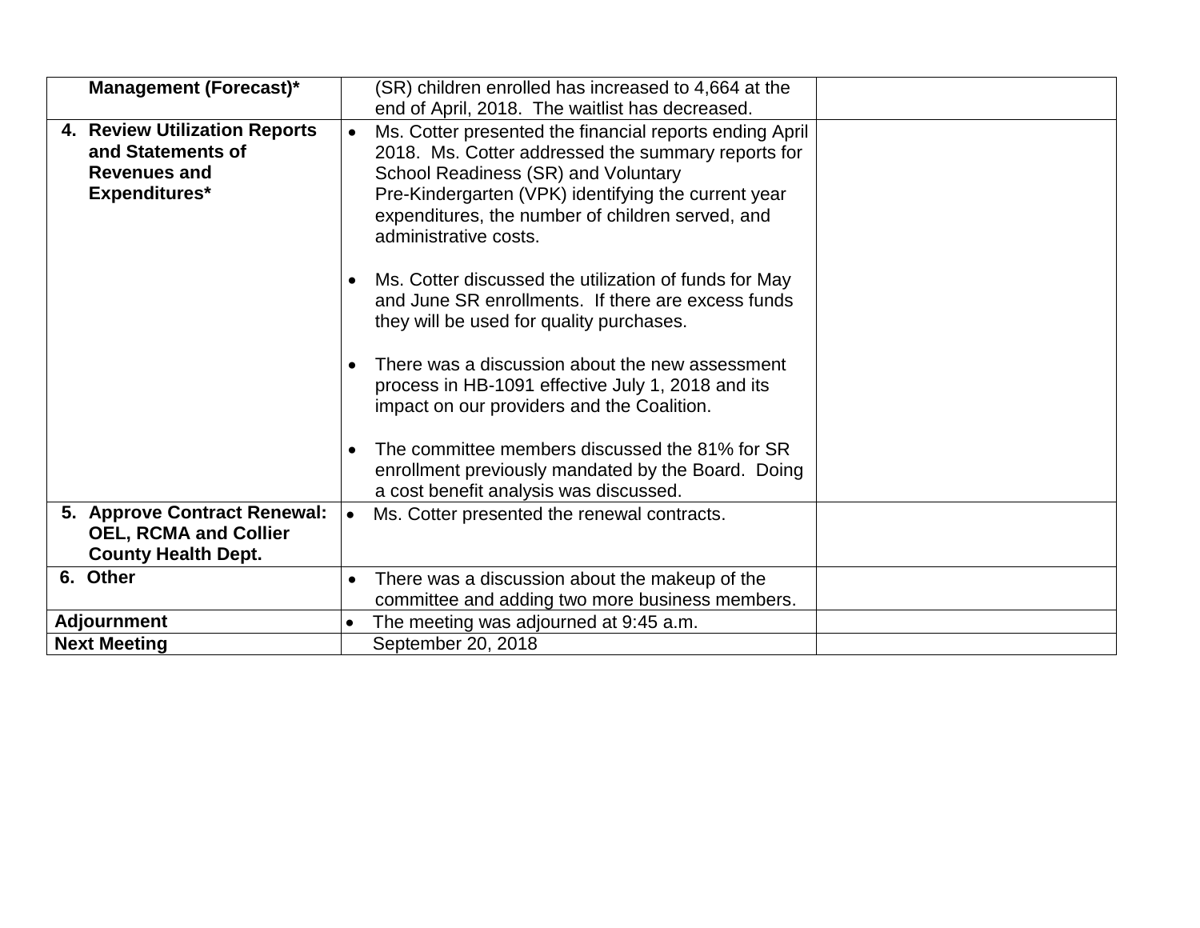| | | |
|---|---|---|
| **Management (Forecast)*** | (SR) children enrolled has increased to 4,664 at the end of April, 2018. The waitlist has decreased. | |
| **4. Review Utilization Reports and Statements of Revenues and Expenditures*** | • Ms. Cotter presented the financial reports ending April 2018. Ms. Cotter addressed the summary reports for School Readiness (SR) and Voluntary Pre-Kindergarten (VPK) identifying the current year expenditures, the number of children served, and administrative costs.<br><br>• Ms. Cotter discussed the utilization of funds for May and June SR enrollments. If there are excess funds they will be used for quality purchases.<br><br>• There was a discussion about the new assessment process in HB-1091 effective July 1, 2018 and its impact on our providers and the Coalition.<br><br>• The committee members discussed the 81% for SR enrollment previously mandated by the Board. Doing a cost benefit analysis was discussed. | |
| **5. Approve Contract Renewal: OEL, RCMA and Collier County Health Dept.** | • Ms. Cotter presented the renewal contracts. | |
| **6. Other** | • There was a discussion about the makeup of the committee and adding two more business members. | |
| **Adjournment** | • The meeting was adjourned at 9:45 a.m. | |
| **Next Meeting** | September 20, 2018 | |